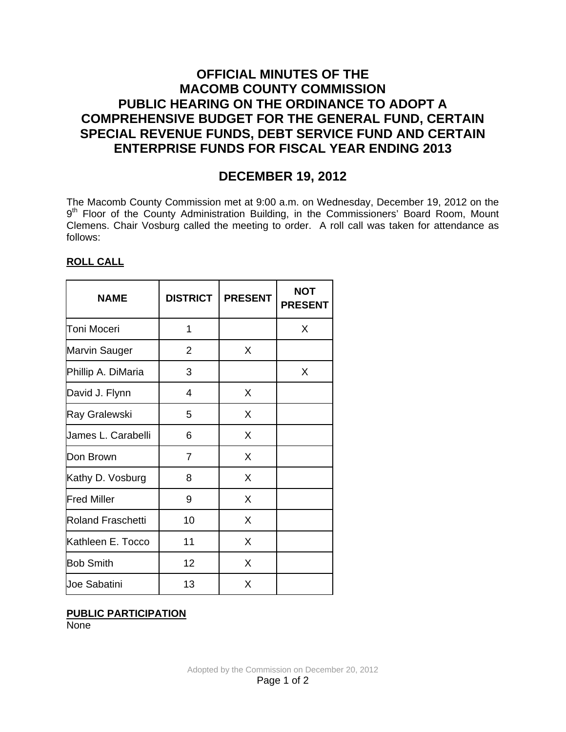# OFFICIAL MINUTES OF THE MACOMB COUNTY COMMISSION PUBLIC HEARING ON THE ORDINANCE TO ADOPT A COMPREHENSIVE BUDGET FOR THE GENERAL FUND, CERTAIN SPECIAL REVENUE FUNDS, DEBT SERVICE FUND AND CERTAIN ENTERPRISE FUNDS FOR FISCAL YEAR ENDING 2013

## DECEMBER 19, 2012

The Macomb County Commission met at 9:00 a.m. on Wednesday, December 19, 2012 on the 9th Floor of the County Administration Building, in the Commissioners' Board Room, Mount Clemens. Chair Vosburg called the meeting to order. A roll call was taken for attendance as follows:

**ROLL CALL**

| NAME | DISTRICT | PRESENT | NOT PRESENT |
|---|---|---|---|
| Toni Moceri | 1 | | X |
| Marvin Sauger | 2 | X | |
| Phillip A. DiMaria | 3 | | X |
| David J. Flynn | 4 | X | |
| Ray Gralewski | 5 | X | |
| James L. Carabelli | 6 | X | |
| Don Brown | 7 | X | |
| Kathy D. Vosburg | 8 | X | |
| Fred Miller | 9 | X | |
| Roland Fraschetti | 10 | X | |
| Kathleen E. Tocco | 11 | X | |
| Bob Smith | 12 | X | |
| Joe Sabatini | 13 | X | |

**PUBLIC PARTICIPATION**

None

Adopted by the Commission on December 20, 2012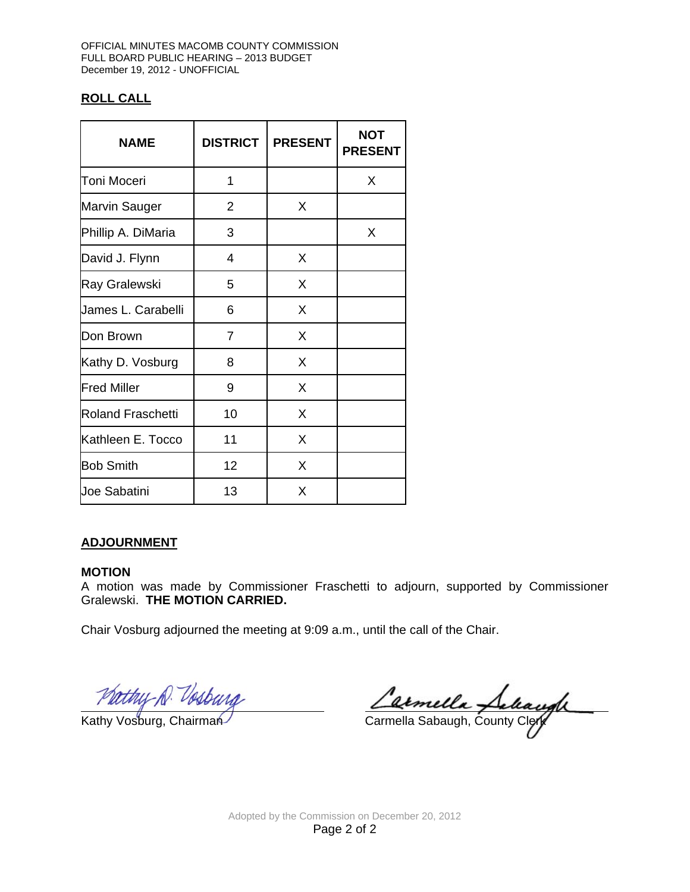OFFICIAL MINUTES MACOMB COUNTY COMMISSION
FULL BOARD PUBLIC HEARING – 2013 BUDGET
December 19, 2012 - UNOFFICIAL

## ROLL CALL

| NAME | DISTRICT | PRESENT | NOT PRESENT |
|---|---|---|---|
| Toni Moceri | 1 | | X |
| Marvin Sauger | 2 | X | |
| Phillip A. DiMaria | 3 | | X |
| David J. Flynn | 4 | X | |
| Ray Gralewski | 5 | X | |
| James L. Carabelli | 6 | X | |
| Don Brown | 7 | X | |
| Kathy D. Vosburg | 8 | X | |
| Fred Miller | 9 | X | |
| Roland Fraschetti | 10 | X | |
| Kathleen E. Tocco | 11 | X | |
| Bob Smith | 12 | X | |
| Joe Sabatini | 13 | X | |

## ADJOURNMENT

**MOTION**
A motion was made by Commissioner Fraschetti to adjourn, supported by Commissioner Gralewski. **THE MOTION CARRIED.**

Chair Vosburg adjourned the meeting at 9:09 a.m., until the call of the Chair.

Kathy Vosburg, Chairman

Carmella Sabaugh, County Clerk

Adopted by the Commission on December 20, 2012